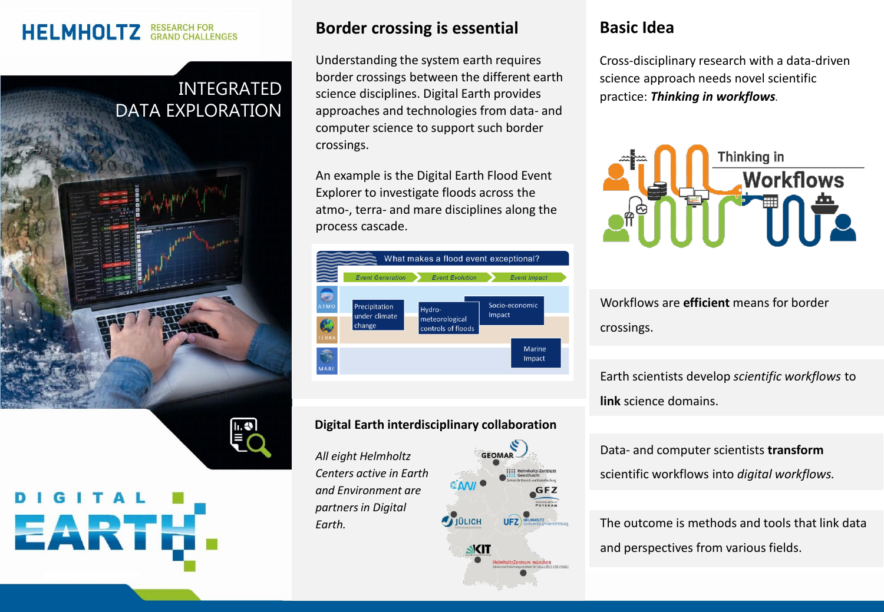HELMHOLTZ RESEARCH FOR GRAND CHALLENGES

# INTEGRATED DATA EXPLORATION

DIGITAL EARTH

## Border crossing is essential

Understanding the system earth requires border crossings between the different earth science disciplines. Digital Earth provides approaches and technologies from data- and computer science to support such border crossings.

An example is the Digital Earth Flood Event Explorer to investigate floods across the atmo-, terra- and mare disciplines along the process cascade.

What makes a flood event exceptional?

Event Generation → Event Evolution → Event Impact

- ATMO: Precipitation under climate change
- TERRA: Hydro-meteorological controls of floods; Socio-economic Impact
- MARE: Marine Impact

## Digital Earth interdisciplinary collaboration

*All eight Helmholtz Centers active in Earth and Environment are partners in Digital Earth.*

GEOMAR, Helmholtz-Zentrum Geesthacht, AWI, GFZ, UFZ, JÜLICH, KIT, HelmholtzZentrum münchen

## Basic Idea

Cross-disciplinary research with a data-driven science approach needs novel scientific practice: ***Thinking in workflows***.

Thinking in Workflows

Workflows are **efficient** means for border crossings.

Earth scientists develop *scientific workflows* to **link** science domains.

Data- and computer scientists **transform** scientific workflows into *digital workflows.*

The outcome is methods and tools that link data and perspectives from various fields.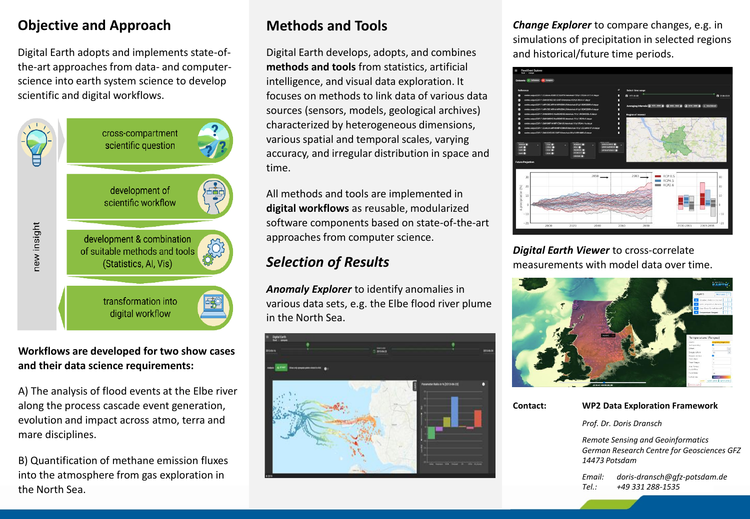## Objective and Approach

Digital Earth adopts and implements state-of-the-art approaches from data- and computer-science into earth system science to develop scientific and digital workflows.

new insight

cross-compartment scientific question

development of scientific workflow

development & combination of suitable methods and tools (Statistics, AI, Vis)

transformation into digital workflow

**Workflows are developed for two show cases and their data science requirements:**

A) The analysis of flood events at the Elbe river along the process cascade event generation, evolution and impact across atmo, terra and mare disciplines.

B) Quantification of methane emission fluxes into the atmosphere from gas exploration in the North Sea.

## Methods and Tools

Digital Earth develops, adopts, and combines **methods and tools** from statistics, artificial intelligence, and visual data exploration. It focuses on methods to link data of various data sources (sensors, models, geological archives) characterized by heterogeneous dimensions, various spatial and temporal scales, varying accuracy, and irregular distribution in space and time.

All methods and tools are implemented in **digital workflows** as reusable, modularized software components based on state-of-the-art approaches from computer science.

## *Selection of Results*

***Anomaly Explorer*** to identify anomalies in various data sets, e.g. the Elbe flood river plume in the North Sea.

***Change Explorer*** to compare changes, e.g. in simulations of precipitation in selected regions and historical/future time periods.

***Digital Earth Viewer*** to cross-correlate measurements with model data over time.

**Contact:** **WP2 Data Exploration Framework**

*Prof. Dr. Doris Dransch*

*Remote Sensing and Geoinformatics*
*German Research Centre for Geosciences GFZ*
*14473 Potsdam*

*Email: doris-dransch@gfz-potsdam.de*
*Tel.: +49 331 288-1535*